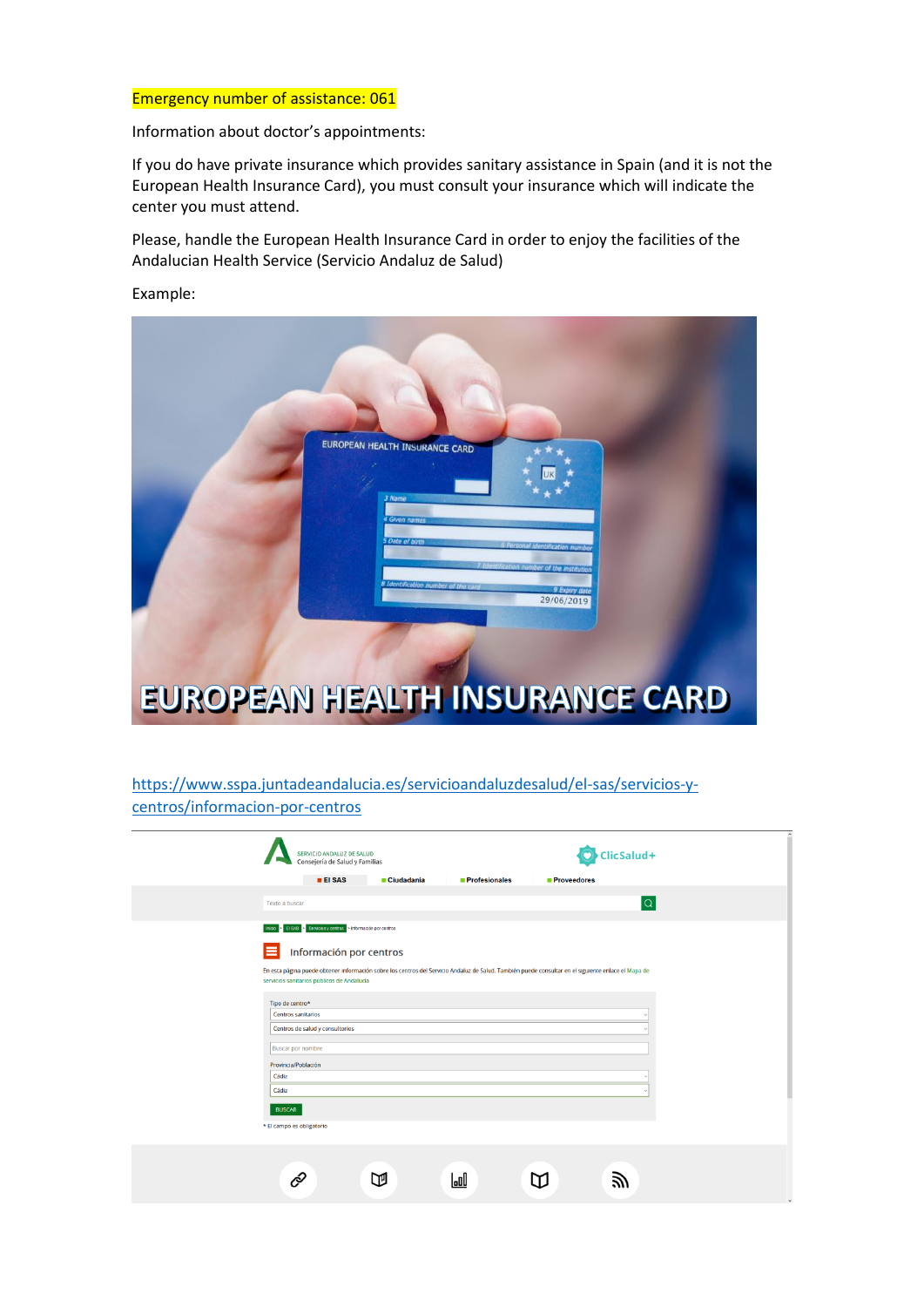Emergency number of assistance: 061

Information about doctor's appointments:

If you do have private insurance which provides sanitary assistance in Spain (and it is not the European Health Insurance Card), you must consult your insurance which will indicate the center you must attend.

Please, handle the European Health Insurance Card in order to enjoy the facilities of the Andalucian Health Service (Servicio Andaluz de Salud)

Example:

https://www.sspa.juntadeandalucia.es/servicioandaluzdesalud/el-sas/servicios-y-centros/informacion-por-centros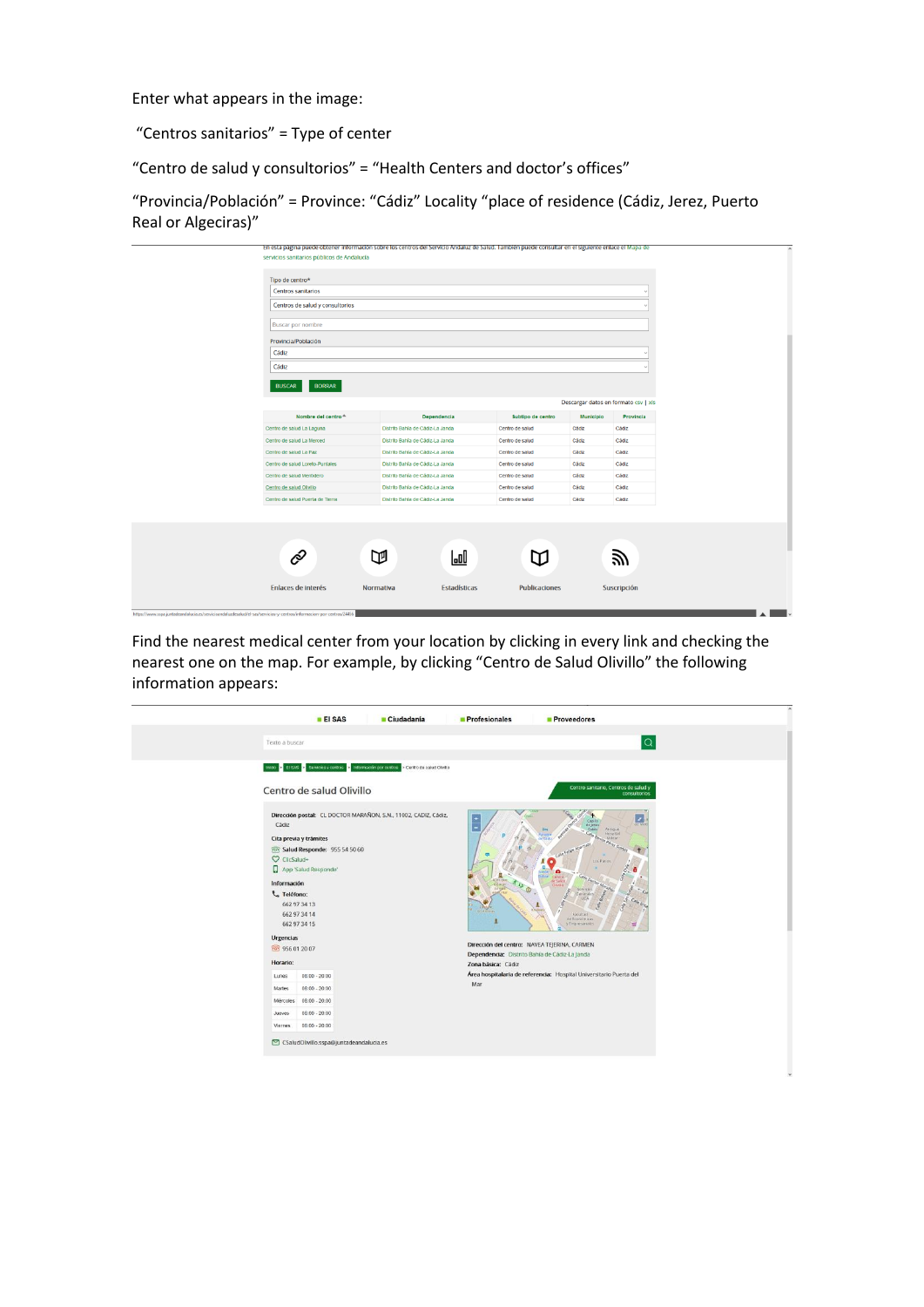Enter what appears in the image:

"Centros sanitarios" = Type of center

"Centro de salud y consultorios" = "Health Centers and doctor's offices"

"Provincia/Población" = Province: "Cádiz" Locality "place of residence (Cádiz, Jerez, Puerto Real or Algeciras)"

En esta página puede obtener información sobre los centros del Servicio Andaluz de Salud. También puede consultar en el siguiente enlace el Mapa de servicios sanitarios públicos de Andalucía

Tipo de centro*

Centros sanitarios

Centros de salud y consultorios

Buscar por nombre

Provincia/Población

Cádiz

Cádiz

BUSCAR BORRAR

Descargar datos en formato csv | xls

| Nombre del centro | Dependencia | Subtipo de centro | Municipio | Provincia |
|---|---|---|---|---|
| Centro de salud La Laguna | Distrito Bahía de Cádiz-La Janda | Centro de salud | Cádiz | Cádiz |
| Centro de salud La Merced | Distrito Bahía de Cádiz-La Janda | Centro de salud | Cádiz | Cádiz |
| Centro de salud La Paz | Distrito Bahía de Cádiz-La Janda | Centro de salud | Cádiz | Cádiz |
| Centro de salud Loreto-Puntales | Distrito Bahía de Cádiz-La Janda | Centro de salud | Cádiz | Cádiz |
| Centro de salud Mentidero | Distrito Bahía de Cádiz-La Janda | Centro de salud | Cádiz | Cádiz |
| Centro de salud Olivillo | Distrito Bahía de Cádiz-La Janda | Centro de salud | Cádiz | Cádiz |
| Centro de salud Puerta de Tierra | Distrito Bahía de Cádiz-La Janda | Centro de salud | Cádiz | Cádiz |

Enlaces de interés | Normativa | Estadísticas | Publicaciones | Suscripción

Find the nearest medical center from your location by clicking in every link and checking the nearest one on the map. For example, by clicking "Centro de Salud Olivillo" the following information appears:

El SAS | Ciudadanía | Profesionales | Proveedores

Texto a buscar

Inicio > El SAS > Servicios y centros > Información por centros > Centro de salud Olivillo

## Centro de salud Olivillo

Centro sanitario, Centros de salud y consultorios

**Dirección postal:** CL DOCTOR MARAÑON, S.N., 11002, CADIZ, Cádiz, Cádiz

**Cita previa y trámites**

**Salud Responde:** 955 54 50 60

ClicSalud+

App 'Salud Responde'

**Información**

**Teléfono:**

662 97 34 13

662 97 34 14

662 97 34 15

**Urgencias**

956 01 20 07

**Horario:**

| Lunes | 08:00 - 20:00 |
|---|---|
| Martes | 08:00 - 20:00 |
| Miércoles | 08:00 - 20:00 |
| Jueves | 08:00 - 20:00 |
| Viernes | 08:00 - 20:00 |

CSaludOlivillo.sspa@juntadeandalucia.es

**Dirección del centro:** NAVEA TEJERINA, CARMEN

**Dependencia:** Distrito Bahía de Cádiz-La Janda

**Zona básica:** Cádiz

**Área hospitalaria de referencia:** Hospital Universitario Puerta del Mar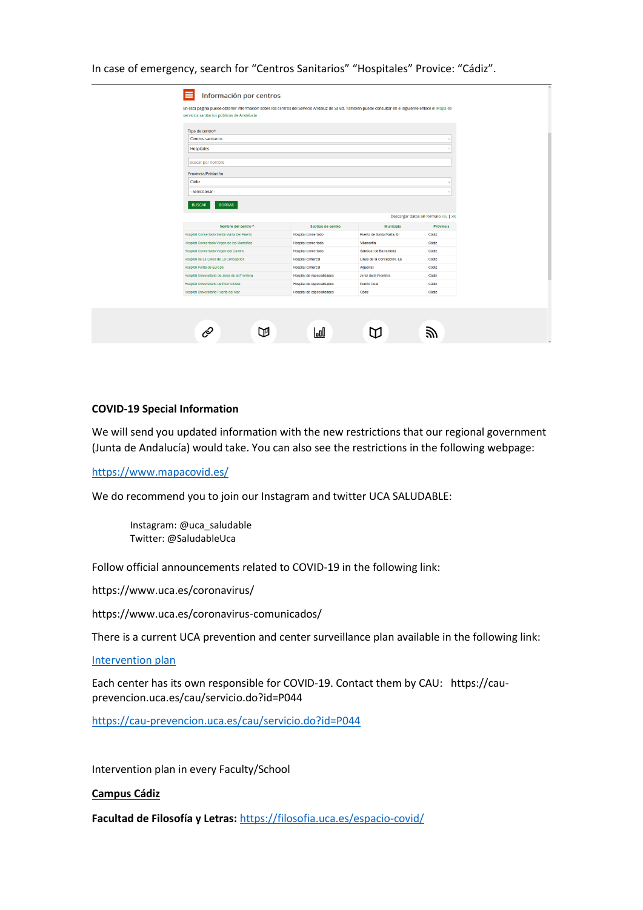In case of emergency, search for "Centros Sanitarios" "Hospitales" Provice: "Cádiz".

Información por centros

En esta página puede obtener información sobre los centros del Servicio Andaluz de Salud. También puede consultar en el siguiente enlace el Mapa de servicios sanitarios públicos de Andalucía

Tipo de centro*: Centros sanitarios / Hospitales

Provincia/Población: Cádiz

BUSCAR | BORRAR

Descargar datos en formato csv | xls

| Nombre del centro | Subtipo de centro | Municipio | Provincia |
|---|---|---|---|
| Hospital Concertado Santa María Del Puerto | Hospital concertado | Puerto de Santa María, El | Cádiz |
| Hospital Concertado Virgen de las Montañas | Hospital concertado | Villamartín | Cádiz |
| Hospital Concertado Virgen del Camino | Hospital concertado | Sanlúcar de Barrameda | Cádiz |
| Hospital de La Línea de La Concepción | Hospital comarcal | Línea de la Concepción, La | Cádiz |
| Hospital Punta de Europa | Hospital comarcal | Algeciras | Cádiz |
| Hospital Universitario de Jerez de la Frontera | Hospital de especialidades | Jerez de la Frontera | Cádiz |
| Hospital Universitario de Puerto Real | Hospital de especialidades | Puerto Real | Cádiz |
| Hospital Universitario Puerta del Mar | Hospital de especialidades | Cádiz | Cádiz |

**COVID-19 Special Information**

We will send you updated information with the new restrictions that our regional government (Junta de Andalucía) would take. You can also see the restrictions in the following webpage:

https://www.mapacovid.es/

We do recommend you to join our Instagram and twitter UCA SALUDABLE:

> Instagram: @uca_saludable
> Twitter: @SaludableUca

Follow official announcements related to COVID-19 in the following link:

https://www.uca.es/coronavirus/

https://www.uca.es/coronavirus-comunicados/

There is a current UCA prevention and center surveillance plan available in the following link:

Intervention plan

Each center has its own responsible for COVID-19. Contact them by CAU: https://cau-prevencion.uca.es/cau/servicio.do?id=P044

https://cau-prevencion.uca.es/cau/servicio.do?id=P044

Intervention plan in every Faculty/School

**Campus Cádiz**

**Facultad de Filosofía y Letras:** https://filosofia.uca.es/espacio-covid/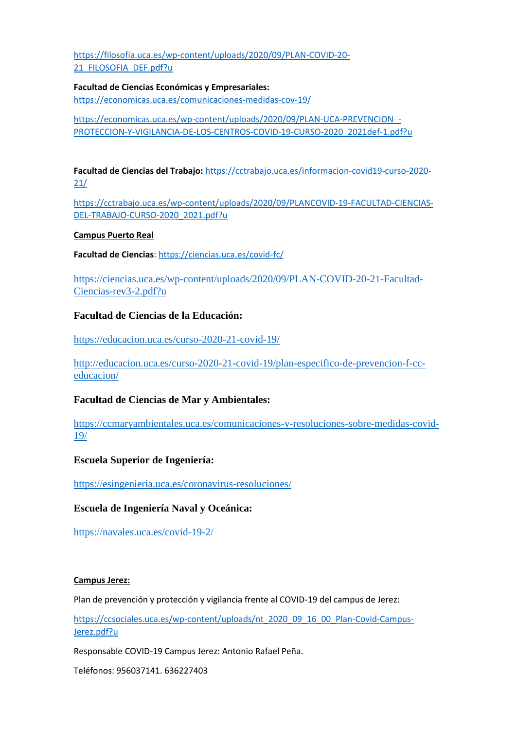https://filosofia.uca.es/wp-content/uploads/2020/09/PLAN-COVID-20-21_FILOSOFIA_DEF.pdf?u

**Facultad de Ciencias Económicas y Empresariales:**
https://economicas.uca.es/comunicaciones-medidas-cov-19/

https://economicas.uca.es/wp-content/uploads/2020/09/PLAN-UCA-PREVENCION_-PROTECCION-Y-VIGILANCIA-DE-LOS-CENTROS-COVID-19-CURSO-2020_2021def-1.pdf?u

**Facultad de Ciencias del Trabajo:** https://cctrabajo.uca.es/informacion-covid19-curso-2020-21/

https://cctrabajo.uca.es/wp-content/uploads/2020/09/PLANCOVID-19-FACULTAD-CIENCIAS-DEL-TRABAJO-CURSO-2020_2021.pdf?u

**Campus Puerto Real**

**Facultad de Ciencias**: https://ciencias.uca.es/covid-fc/

https://ciencias.uca.es/wp-content/uploads/2020/09/PLAN-COVID-20-21-Facultad-Ciencias-rev3-2.pdf?u

**Facultad de Ciencias de la Educación:**

https://educacion.uca.es/curso-2020-21-covid-19/

http://educacion.uca.es/curso-2020-21-covid-19/plan-especifico-de-prevencion-f-cc-educacion/

**Facultad de Ciencias de Mar y Ambientales:**

https://ccmaryambientales.uca.es/comunicaciones-y-resoluciones-sobre-medidas-covid-19/

**Escuela Superior de Ingeniería:**

https://esingenieria.uca.es/coronavirus-resoluciones/

**Escuela de Ingeniería Naval y Oceánica:**

https://navales.uca.es/covid-19-2/

**Campus Jerez:**

Plan de prevención y protección y vigilancia frente al COVID-19 del campus de Jerez:

https://ccsociales.uca.es/wp-content/uploads/nt_2020_09_16_00_Plan-Covid-Campus-Jerez.pdf?u

Responsable COVID-19 Campus Jerez: Antonio Rafael Peña.

Teléfonos: 956037141. 636227403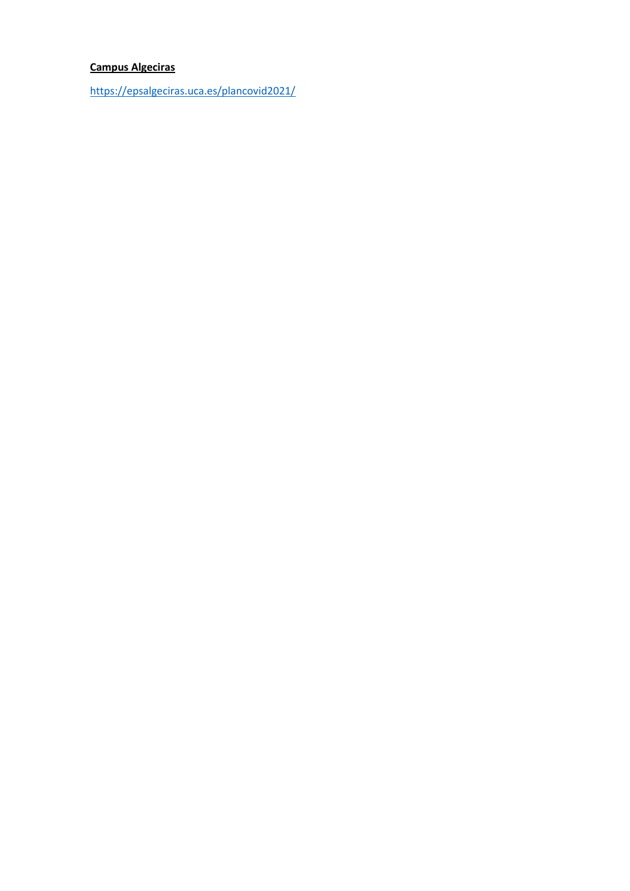**Campus Algeciras**

https://epsalgeciras.uca.es/plancovid2021/